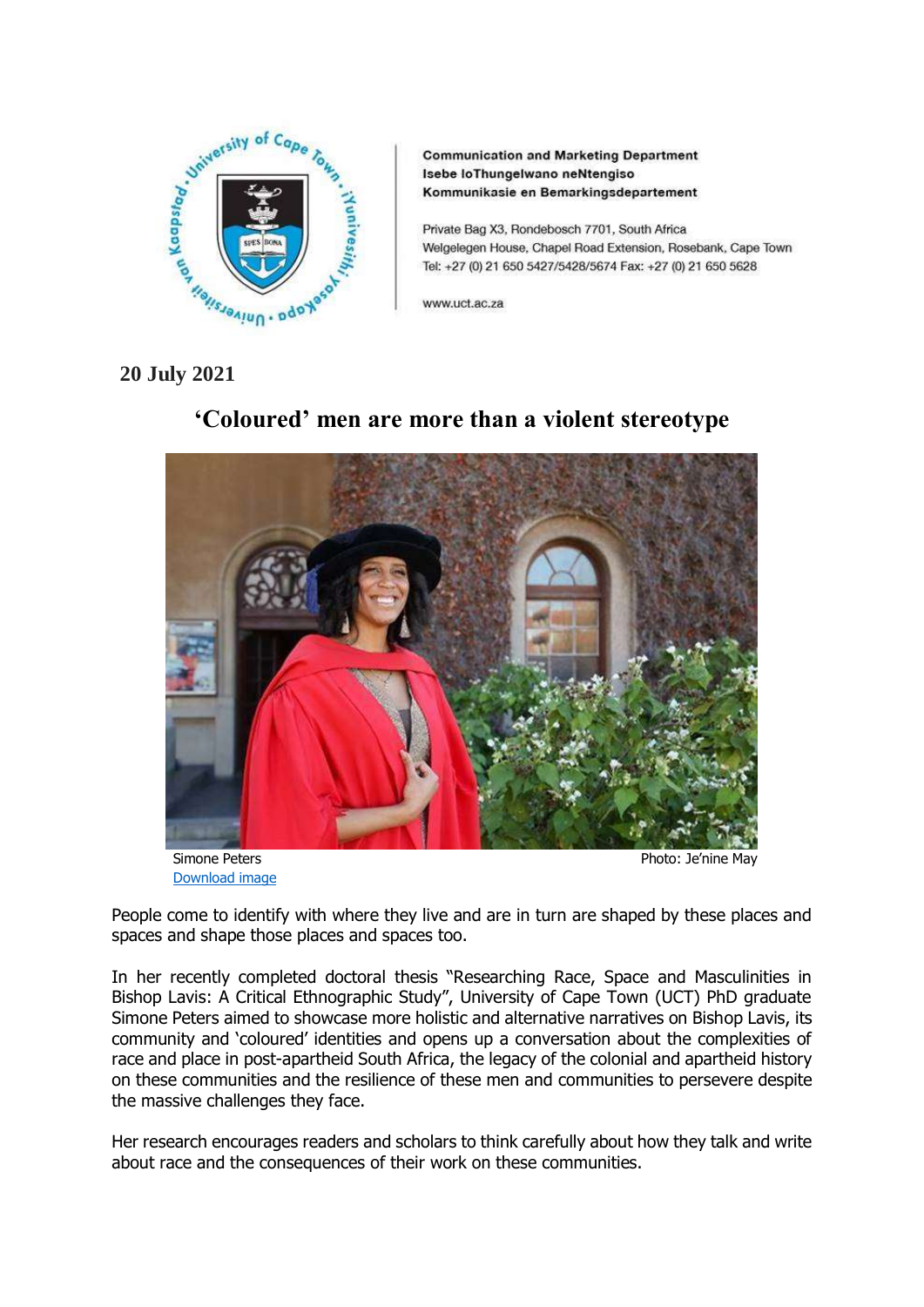Communication and Marketing Department
Isebe loThungelwano neNtengiso
Kommunikasie en Bemarkingsdepartement

Private Bag X3, Rondebosch 7701, South Africa
Welgelegen House, Chapel Road Extension, Rosebank, Cape Town
Tel: +27 (0) 21 650 5427/5428/5674 Fax: +27 (0) 21 650 5628

www.uct.ac.za

**20 July 2021**

# ‘Coloured’ men are more than a violent stereotype

Simone Peters
Download image

Photo: Je'nine May

People come to identify with where they live and are in turn are shaped by these places and spaces and shape those places and spaces too.

In her recently completed doctoral thesis "Researching Race, Space and Masculinities in Bishop Lavis: A Critical Ethnographic Study", University of Cape Town (UCT) PhD graduate Simone Peters aimed to showcase more holistic and alternative narratives on Bishop Lavis, its community and ‘coloured’ identities and opens up a conversation about the complexities of race and place in post-apartheid South Africa, the legacy of the colonial and apartheid history on these communities and the resilience of these men and communities to persevere despite the massive challenges they face.

Her research encourages readers and scholars to think carefully about how they talk and write about race and the consequences of their work on these communities.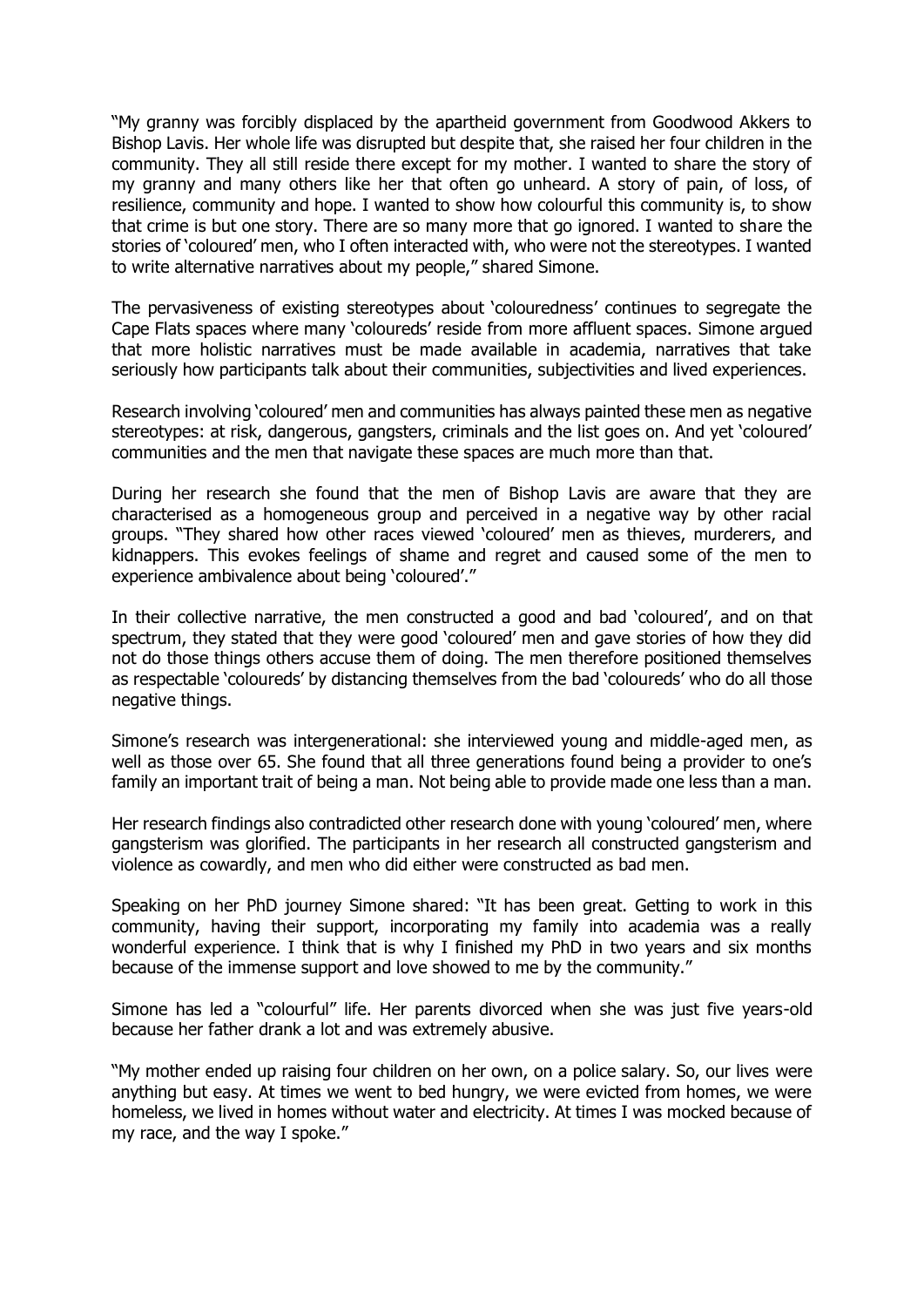"My granny was forcibly displaced by the apartheid government from Goodwood Akkers to Bishop Lavis. Her whole life was disrupted but despite that, she raised her four children in the community. They all still reside there except for my mother. I wanted to share the story of my granny and many others like her that often go unheard. A story of pain, of loss, of resilience, community and hope. I wanted to show how colourful this community is, to show that crime is but one story. There are so many more that go ignored. I wanted to share the stories of 'coloured' men, who I often interacted with, who were not the stereotypes. I wanted to write alternative narratives about my people," shared Simone.

The pervasiveness of existing stereotypes about 'colouredness' continues to segregate the Cape Flats spaces where many 'coloureds' reside from more affluent spaces. Simone argued that more holistic narratives must be made available in academia, narratives that take seriously how participants talk about their communities, subjectivities and lived experiences.

Research involving 'coloured' men and communities has always painted these men as negative stereotypes: at risk, dangerous, gangsters, criminals and the list goes on. And yet 'coloured' communities and the men that navigate these spaces are much more than that.

During her research she found that the men of Bishop Lavis are aware that they are characterised as a homogeneous group and perceived in a negative way by other racial groups. "They shared how other races viewed 'coloured' men as thieves, murderers, and kidnappers. This evokes feelings of shame and regret and caused some of the men to experience ambivalence about being 'coloured'."

In their collective narrative, the men constructed a good and bad 'coloured', and on that spectrum, they stated that they were good 'coloured' men and gave stories of how they did not do those things others accuse them of doing. The men therefore positioned themselves as respectable 'coloureds' by distancing themselves from the bad 'coloureds' who do all those negative things.

Simone's research was intergenerational: she interviewed young and middle-aged men, as well as those over 65. She found that all three generations found being a provider to one's family an important trait of being a man. Not being able to provide made one less than a man.

Her research findings also contradicted other research done with young 'coloured' men, where gangsterism was glorified. The participants in her research all constructed gangsterism and violence as cowardly, and men who did either were constructed as bad men.

Speaking on her PhD journey Simone shared: "It has been great. Getting to work in this community, having their support, incorporating my family into academia was a really wonderful experience. I think that is why I finished my PhD in two years and six months because of the immense support and love showed to me by the community."

Simone has led a "colourful" life. Her parents divorced when she was just five years-old because her father drank a lot and was extremely abusive.

"My mother ended up raising four children on her own, on a police salary. So, our lives were anything but easy. At times we went to bed hungry, we were evicted from homes, we were homeless, we lived in homes without water and electricity. At times I was mocked because of my race, and the way I spoke."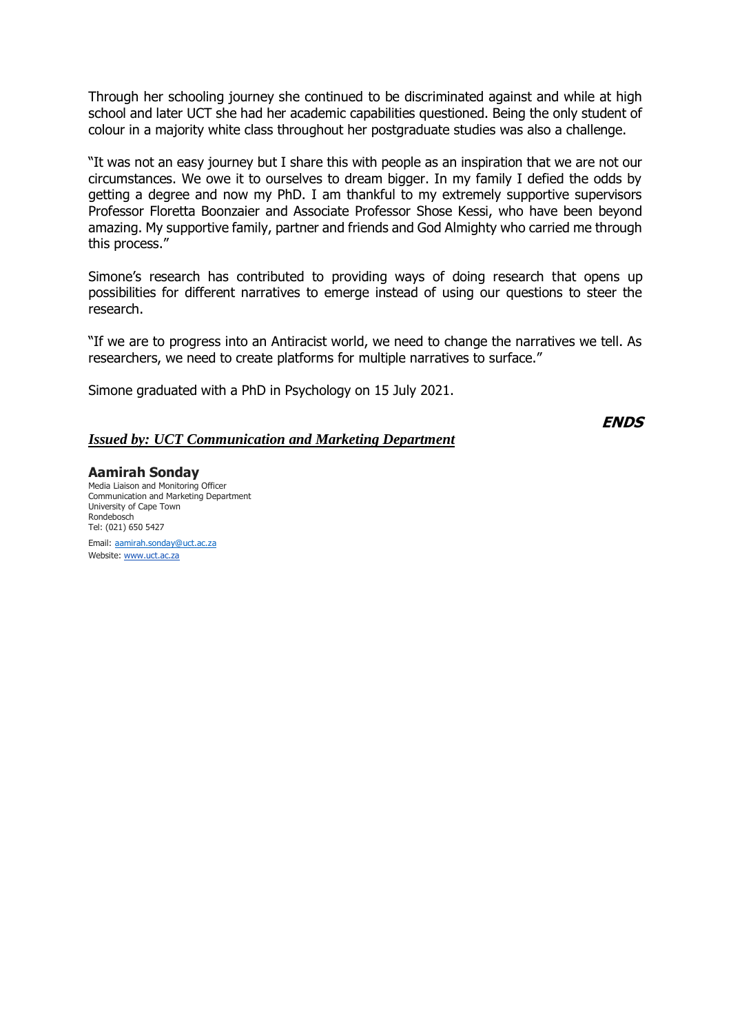Through her schooling journey she continued to be discriminated against and while at high school and later UCT she had her academic capabilities questioned. Being the only student of colour in a majority white class throughout her postgraduate studies was also a challenge.

"It was not an easy journey but I share this with people as an inspiration that we are not our circumstances. We owe it to ourselves to dream bigger. In my family I defied the odds by getting a degree and now my PhD. I am thankful to my extremely supportive supervisors Professor Floretta Boonzaier and Associate Professor Shose Kessi, who have been beyond amazing. My supportive family, partner and friends and God Almighty who carried me through this process."

Simone's research has contributed to providing ways of doing research that opens up possibilities for different narratives to emerge instead of using our questions to steer the research.

"If we are to progress into an Antiracist world, we need to change the narratives we tell. As researchers, we need to create platforms for multiple narratives to surface."

Simone graduated with a PhD in Psychology on 15 July 2021.

***ENDS***

***Issued by: UCT Communication and Marketing Department***

**Aamirah Sonday**
Media Liaison and Monitoring Officer
Communication and Marketing Department
University of Cape Town
Rondebosch
Tel: (021) 650 5427

Email: aamirah.sonday@uct.ac.za
Website: www.uct.ac.za